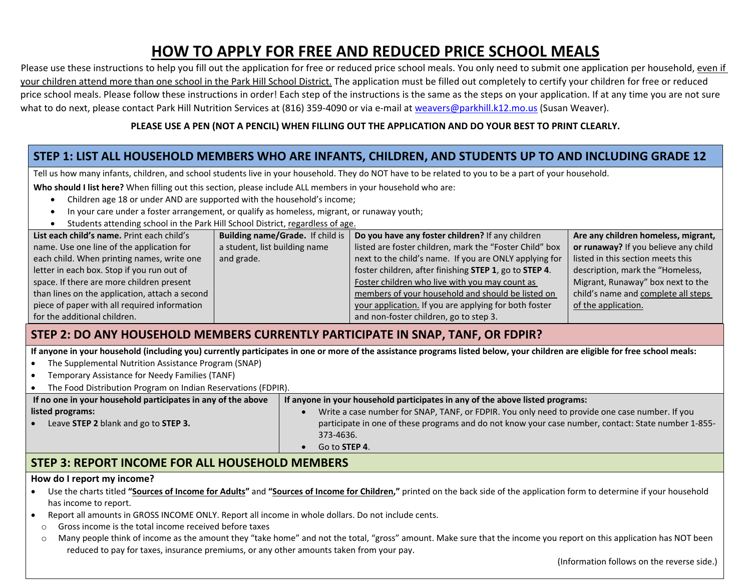# HOW TO APPLY FOR FREE AND REDUCED PRICE SCHOOL MEALS

Please use these instructions to help you fill out the application for free or reduced price school meals. You only need to submit one application per household, even if your children attend more than one school in the Park Hill School District. The application must be filled out completely to certify your children for free or reduced price school meals. Please follow these instructions in order! Each step of the instructions is the same as the steps on your application. If at any time you are not sure what to do next, please contact Park Hill Nutrition Services at (816) 359-4090 or via e-mail at weavers@parkhill.k12.mo.us (Susan Weaver).

**PLEASE USE A PEN (NOT A PENCIL) WHEN FILLING OUT THE APPLICATION AND DO YOUR BEST TO PRINT CLEARLY.**

## STEP 1: LIST ALL HOUSEHOLD MEMBERS WHO ARE INFANTS, CHILDREN, AND STUDENTS UP TO AND INCLUDING GRADE 12

Tell us how many infants, children, and school students live in your household. They do NOT have to be related to you to be a part of your household.

**Who should I list here?** When filling out this section, please include ALL members in your household who are:

- Children age 18 or under AND are supported with the household's income;
- In your care under a foster arrangement, or qualify as homeless, migrant, or runaway youth;
- Students attending school in the Park Hill School District, regardless of age.

| **List each child's name.** Print each child's name. Use one line of the application for each child. When printing names, write one letter in each box. Stop if you run out of space. If there are more children present than lines on the application, attach a second piece of paper with all required information for the additional children. | **Building name/Grade.** If child is a student, list building name and grade. | **Do you have any foster children?** If any children listed are foster children, mark the "Foster Child" box next to the child's name. If you are ONLY applying for foster children, after finishing **STEP 1**, go to **STEP 4**. Foster children who live with you may count as members of your household and should be listed on your application. If you are applying for both foster and non-foster children, go to step 3. | **Are any children homeless, migrant, or runaway?** If you believe any child listed in this section meets this description, mark the "Homeless, Migrant, Runaway" box next to the child's name and complete all steps of the application. |
|---|---|---|---|

## STEP 2: DO ANY HOUSEHOLD MEMBERS CURRENTLY PARTICIPATE IN SNAP, TANF, OR FDPIR?

**If anyone in your household (including you) currently participates in one or more of the assistance programs listed below, your children are eligible for free school meals:**

- The Supplemental Nutrition Assistance Program (SNAP)
- Temporary Assistance for Needy Families (TANF)
- The Food Distribution Program on Indian Reservations (FDPIR).

| **If no one in your household participates in any of the above listed programs:** | **If anyone in your household participates in any of the above listed programs:** |
|---|---|
| • Leave **STEP 2** blank and go to **STEP 3.** | • Write a case number for SNAP, TANF, or FDPIR. You only need to provide one case number. If you participate in one of these programs and do not know your case number, contact: State number 1-855-373-4636. <br> • Go to **STEP 4**. |

## STEP 3: REPORT INCOME FOR ALL HOUSEHOLD MEMBERS

**How do I report my income?**

- Use the charts titled **"Sources of Income for Adults"** and **"Sources of Income for Children,"** printed on the back side of the application form to determine if your household has income to report.
- Report all amounts in GROSS INCOME ONLY. Report all income in whole dollars. Do not include cents.
  - Gross income is the total income received before taxes
  - Many people think of income as the amount they "take home" and not the total, "gross" amount. Make sure that the income you report on this application has NOT been reduced to pay for taxes, insurance premiums, or any other amounts taken from your pay.

(Information follows on the reverse side.)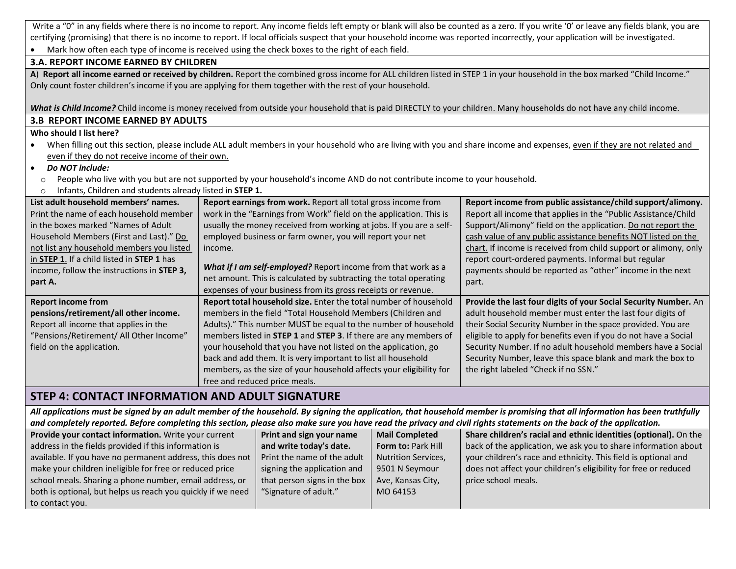Write a "0" in any fields where there is no income to report. Any income fields left empty or blank will also be counted as a zero. If you write '0' or leave any fields blank, you are certifying (promising) that there is no income to report. If local officials suspect that your household income was reported incorrectly, your application will be investigated.

- Mark how often each type of income is received using the check boxes to the right of each field.

### 3.A. REPORT INCOME EARNED BY CHILDREN

A) **Report all income earned or received by children.** Report the combined gross income for ALL children listed in STEP 1 in your household in the box marked "Child Income." Only count foster children's income if you are applying for them together with the rest of your household.

***What is Child Income?*** Child income is money received from outside your household that is paid DIRECTLY to your children. Many households do not have any child income.

### 3.B REPORT INCOME EARNED BY ADULTS

**Who should I list here?**

- When filling out this section, please include ALL adult members in your household who are living with you and share income and expenses, even if they are not related and even if they do not receive income of their own.
- ***Do NOT include:***
  - People who live with you but are not supported by your household's income AND do not contribute income to your household.
  - Infants, Children and students already listed in **STEP 1.**

| | | |
|---|---|---|
| **List adult household members' names.** Print the name of each household member in the boxes marked "Names of Adult Household Members (First and Last)." Do not list any household members you listed in **STEP 1**. If a child listed in **STEP 1** has income, follow the instructions in **STEP 3, part A.** | **Report earnings from work.** Report all total gross income from work in the "Earnings from Work" field on the application. This is usually the money received from working at jobs. If you are a self-employed business or farm owner, you will report your net income. ***What if I am self-employed?*** Report income from that work as a net amount. This is calculated by subtracting the total operating expenses of your business from its gross receipts or revenue. | **Report income from public assistance/child support/alimony.** Report all income that applies in the "Public Assistance/Child Support/Alimony" field on the application. Do not report the cash value of any public assistance benefits NOT listed on the chart. If income is received from child support or alimony, only report court-ordered payments. Informal but regular payments should be reported as "other" income in the next part. |
| **Report income from pensions/retirement/all other income.** Report all income that applies in the "Pensions/Retirement/ All Other Income" field on the application. | **Report total household size.** Enter the total number of household members in the field "Total Household Members (Children and Adults)." This number MUST be equal to the number of household members listed in **STEP 1** and **STEP 3**. If there are any members of your household that you have not listed on the application, go back and add them. It is very important to list all household members, as the size of your household affects your eligibility for free and reduced price meals. | **Provide the last four digits of your Social Security Number.** An adult household member must enter the last four digits of their Social Security Number in the space provided. You are eligible to apply for benefits even if you do not have a Social Security Number. If no adult household members have a Social Security Number, leave this space blank and mark the box to the right labeled "Check if no SSN." |

## STEP 4: CONTACT INFORMATION AND ADULT SIGNATURE

***All applications must be signed by an adult member of the household. By signing the application, that household member is promising that all information has been truthfully and completely reported. Before completing this section, please also make sure you have read the privacy and civil rights statements on the back of the application.***

| | | | |
|---|---|---|---|
| **Provide your contact information.** Write your current address in the fields provided if this information is available. If you have no permanent address, this does not make your children ineligible for free or reduced price school meals. Sharing a phone number, email address, or both is optional, but helps us reach you quickly if we need to contact you. | **Print and sign your name and write today's date.** Print the name of the adult signing the application and that person signs in the box "Signature of adult." | **Mail Completed Form to:** Park Hill Nutrition Services, 9501 N Seymour Ave, Kansas City, MO 64153 | **Share children's racial and ethnic identities (optional).** On the back of the application, we ask you to share information about your children's race and ethnicity. This field is optional and does not affect your children's eligibility for free or reduced price school meals. |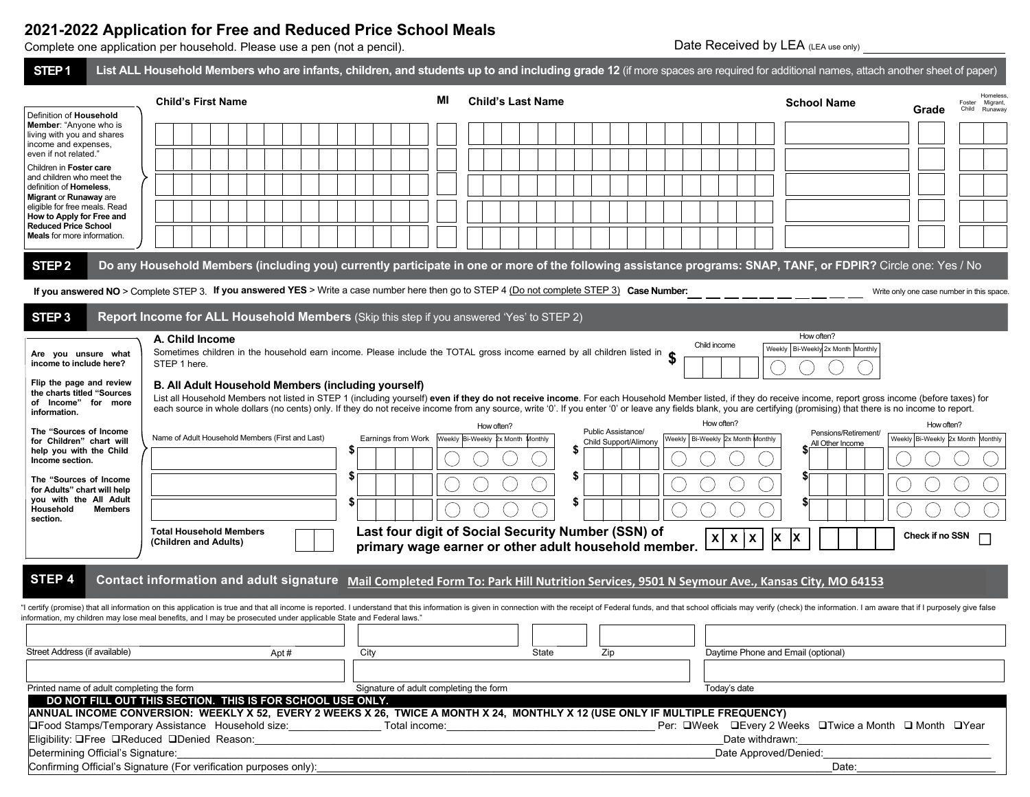# 2021-2022 Application for Free and Reduced Price School Meals

Complete one application per household. Please use a pen (not a pencil).

Date Received by LEA (LEA use only) ____________________

## STEP 1 List ALL Household Members who are infants, children, and students up to and including grade 12 (if more spaces are required for additional names, attach another sheet of paper)

Definition of **Household Member**: "Anyone who is living with you and shares income and expenses, even if not related."

Children in **Foster care** and children who meet the definition of **Homeless, Migrant** or **Runaway** are eligible for free meals. Read **How to Apply for Free and Reduced Price School Meals** for more information.

| Child's First Name | MI | Child's Last Name | School Name | Grade | Foster Child | Homeless, Migrant, Runaway |
|---|---|---|---|---|---|---|
| | | | | | | |
| | | | | | | |
| | | | | | | |
| | | | | | | |
| | | | | | | |

## STEP 2 Do any Household Members (including you) currently participate in one or more of the following assistance programs: SNAP, TANF, or FDPIR? Circle one: Yes / No

**If you answered NO** > Complete STEP 3. **If you answered YES** > Write a case number here then go to STEP 4 (Do not complete STEP 3) **Case Number:** _ _ _ _ _ _ _ _ _ _ _ Write only one case number in this space.

## STEP 3 Report Income for ALL Household Members (Skip this step if you answered 'Yes' to STEP 2)

**Are you unsure what income to include here?**

**Flip the page and review the charts titled "Sources of Income" for more information.**

**The "Sources of Income for Children" chart will help you with the Child Income section.**

**The "Sources of Income for Adults" chart will help you with the All Adult Household Members section.**

### A. Child Income

Sometimes children in the household earn income. Please include the TOTAL gross income earned by all children listed in STEP 1 here.

| Child income | How often? | | | |
|---|---|---|---|---|
| | Weekly | Bi-Weekly | 2x Month | Monthly |
| $ | ○ | ○ | ○ | ○ |

### B. All Adult Household Members (including yourself)

List all Household Members not listed in STEP 1 (including yourself) **even if they do not receive income**. For each Household Member listed, if they do receive income, report gross income (before taxes) for each source in whole dollars (no cents) only. If they do not receive income from any source, write '0'. If you enter '0' or leave any fields blank, you are certifying (promising) that there is no income to report.

| Name of Adult Household Members (First and Last) | Earnings from Work | How often? | | | | Public Assistance/ Child Support/Alimony | How often? | | | | Pensions/Retirement/ All Other Income | How often? | | | |
|---|---|---|---|---|---|---|---|---|---|---|---|---|---|---|---|
| | | Weekly | Bi-Weekly | 2x Month | Monthly | | Weekly | Bi-Weekly | 2x Month | Monthly | | Weekly | Bi-Weekly | 2x Month | Monthly |
| | $ | ○ | ○ | ○ | ○ | $ | ○ | ○ | ○ | ○ | $ | ○ | ○ | ○ | ○ |
| | $ | ○ | ○ | ○ | ○ | $ | ○ | ○ | ○ | ○ | $ | ○ | ○ | ○ | ○ |
| | $ | ○ | ○ | ○ | ○ | $ | ○ | ○ | ○ | ○ | $ | ○ | ○ | ○ | ○ |

**Total Household Members (Children and Adults)** ____

**Last four digit of Social Security Number (SSN) of primary wage earner or other adult household member.** X X X - X X - _ _ _ _ **Check if no SSN** ☐

## STEP 4 Contact information and adult signature

**Mail Completed Form To: Park Hill Nutrition Services, 9501 N Seymour Ave., Kansas City, MO 64153**

"I certify (promise) that all information on this application is true and that all income is reported. I understand that this information is given in connection with the receipt of Federal funds, and that school officials may verify (check) the information. I am aware that if I purposely give false information, my children may lose meal benefits, and I may be prosecuted under applicable State and Federal laws."

| Street Address (if available) | Apt # | City | State | Zip | Daytime Phone and Email (optional) |
|---|---|---|---|---|---|
| | | | | | |

| Printed name of adult completing the form | Signature of adult completing the form | Today's date |
|---|---|---|
| | | |

**DO NOT FILL OUT THIS SECTION. THIS IS FOR SCHOOL USE ONLY.**

**ANNUAL INCOME CONVERSION: WEEKLY X 52, EVERY 2 WEEKS X 26, TWICE A MONTH X 24, MONTHLY X 12 (USE ONLY IF MULTIPLE FREQUENCY)**

❑Food Stamps/Temporary Assistance Household size:____________ Total income:______________________ Per: ❑Week ❑Every 2 Weeks ❑Twice a Month ❑ Month ❑Year

Eligibility: ❑Free ❑Reduced ❑Denied Reason:______________________________ Date withdrawn:______________

Determining Official's Signature:______________________________ Date Approved/Denied:______________

Confirming Official's Signature (For verification purposes only):______________________________ Date:______________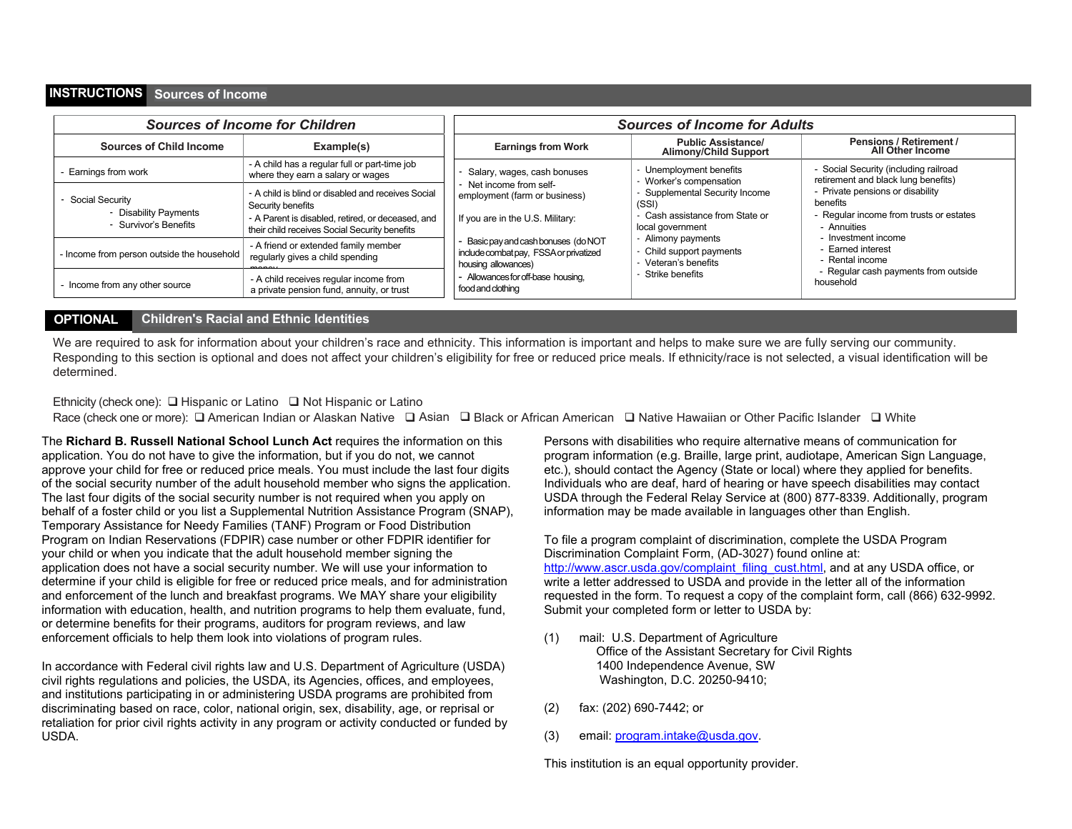## INSTRUCTIONS Sources of Income

### Sources of Income for Children

| Sources of Child Income | Example(s) |
|---|---|
| - Earnings from work | - A child has a regular full or part-time job where they earn a salary or wages |
| - Social Security<br>- Disability Payments<br>- Survivor's Benefits | - A child is blind or disabled and receives Social Security benefits<br>- A Parent is disabled, retired, or deceased, and their child receives Social Security benefits |
| - Income from person outside the household | - A friend or extended family member regularly gives a child spending money |
| - Income from any other source | - A child receives regular income from a private pension fund, annuity, or trust |

### Sources of Income for Adults

| Earnings from Work | Public Assistance/ Alimony/Child Support | Pensions / Retirement / All Other Income |
|---|---|---|
| - Salary, wages, cash bonuses<br>- Net income from self-employment (farm or business)<br><br>If you are in the U.S. Military:<br><br>- Basic pay and cash bonuses (do NOT include combat pay, FSSA or privatized housing allowances)<br>- Allowances for off-base housing, food and clothing | - Unemployment benefits<br>- Worker's compensation<br>- Supplemental Security Income (SSI)<br>- Cash assistance from State or local government<br>- Alimony payments<br>- Child support payments<br>- Veteran's benefits<br>- Strike benefits | - Social Security (including railroad retirement and black lung benefits)<br>- Private pensions or disability benefits<br>- Regular income from trusts or estates<br>- Annuities<br>- Investment income<br>- Earned interest<br>- Rental income<br>- Regular cash payments from outside household |

## OPTIONAL Children's Racial and Ethnic Identities

We are required to ask for information about your children's race and ethnicity. This information is important and helps to make sure we are fully serving our community. Responding to this section is optional and does not affect your children's eligibility for free or reduced price meals. If ethnicity/race is not selected, a visual identification will be determined.

Ethnicity (check one): ❑ Hispanic or Latino ❑ Not Hispanic or Latino

Race (check one or more): ❑ American Indian or Alaskan Native ❑ Asian ❑ Black or African American ❑ Native Hawaiian or Other Pacific Islander ❑ White

The **Richard B. Russell National School Lunch Act** requires the information on this application. You do not have to give the information, but if you do not, we cannot approve your child for free or reduced price meals. You must include the last four digits of the social security number of the adult household member who signs the application. The last four digits of the social security number is not required when you apply on behalf of a foster child or you list a Supplemental Nutrition Assistance Program (SNAP), Temporary Assistance for Needy Families (TANF) Program or Food Distribution Program on Indian Reservations (FDPIR) case number or other FDPIR identifier for your child or when you indicate that the adult household member signing the application does not have a social security number. We will use your information to determine if your child is eligible for free or reduced price meals, and for administration and enforcement of the lunch and breakfast programs. We MAY share your eligibility information with education, health, and nutrition programs to help them evaluate, fund, or determine benefits for their programs, auditors for program reviews, and law enforcement officials to help them look into violations of program rules.

In accordance with Federal civil rights law and U.S. Department of Agriculture (USDA) civil rights regulations and policies, the USDA, its Agencies, offices, and employees, and institutions participating in or administering USDA programs are prohibited from discriminating based on race, color, national origin, sex, disability, age, or reprisal or retaliation for prior civil rights activity in any program or activity conducted or funded by USDA.

Persons with disabilities who require alternative means of communication for program information (e.g. Braille, large print, audiotape, American Sign Language, etc.), should contact the Agency (State or local) where they applied for benefits. Individuals who are deaf, hard of hearing or have speech disabilities may contact USDA through the Federal Relay Service at (800) 877-8339. Additionally, program information may be made available in languages other than English.

To file a program complaint of discrimination, complete the USDA Program Discrimination Complaint Form, (AD-3027) found online at: http://www.ascr.usda.gov/complaint_filing_cust.html, and at any USDA office, or write a letter addressed to USDA and provide in the letter all of the information requested in the form. To request a copy of the complaint form, call (866) 632-9992. Submit your completed form or letter to USDA by:

(1) mail: U.S. Department of Agriculture
Office of the Assistant Secretary for Civil Rights
1400 Independence Avenue, SW
Washington, D.C. 20250-9410;

(2) fax: (202) 690-7442; or

(3) email: program.intake@usda.gov.

This institution is an equal opportunity provider.